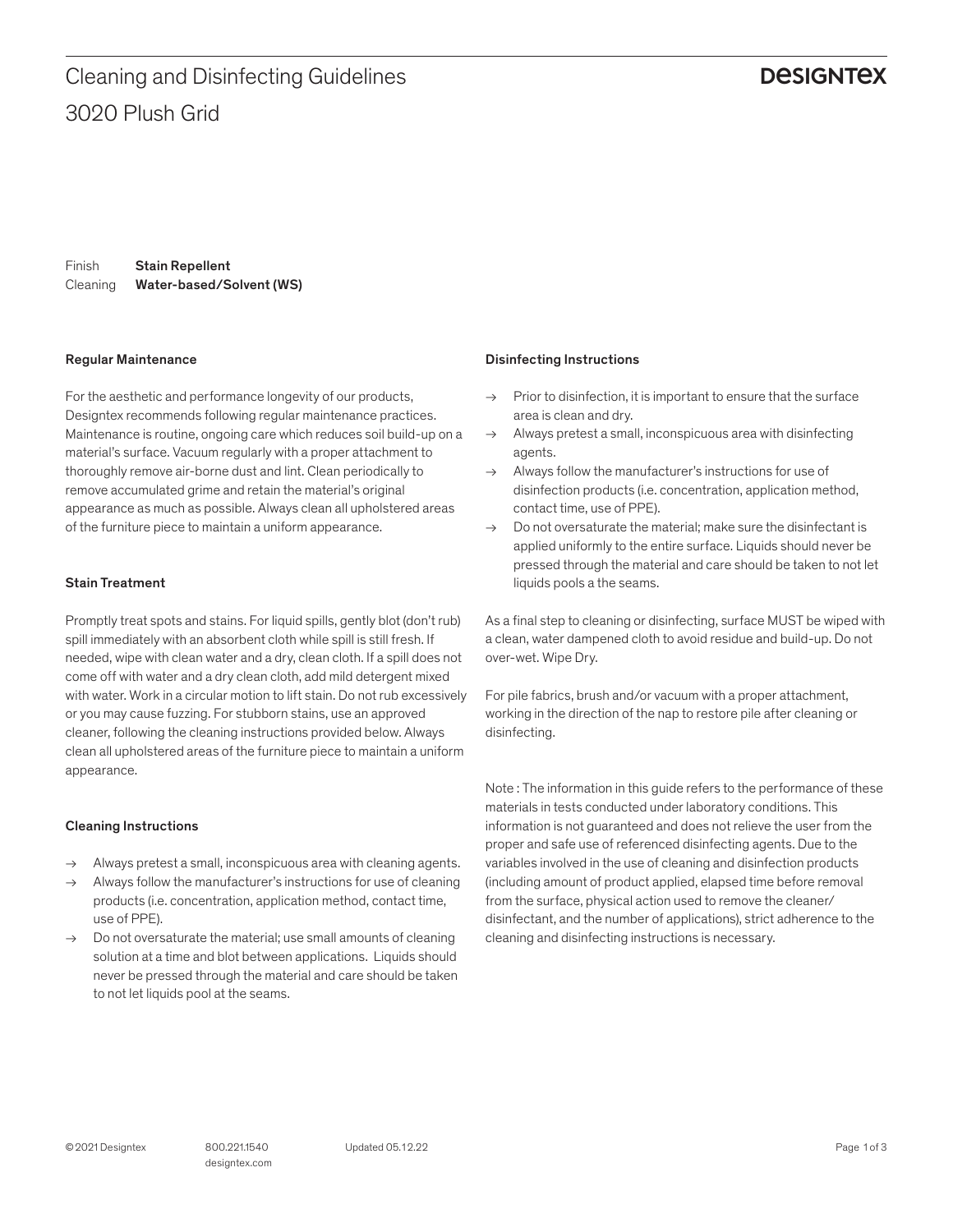# Cleaning and Disinfecting Guidelines

## 3020 Plush Grid

**DESIGNTEX**

Finish **Stain Repellent**
Cleaning **Water-based/Solvent (WS)**

### Regular Maintenance

For the aesthetic and performance longevity of our products, Designtex recommends following regular maintenance practices. Maintenance is routine, ongoing care which reduces soil build-up on a material's surface. Vacuum regularly with a proper attachment to thoroughly remove air-borne dust and lint. Clean periodically to remove accumulated grime and retain the material's original appearance as much as possible. Always clean all upholstered areas of the furniture piece to maintain a uniform appearance.

### Stain Treatment

Promptly treat spots and stains. For liquid spills, gently blot (don't rub) spill immediately with an absorbent cloth while spill is still fresh. If needed, wipe with clean water and a dry, clean cloth. If a spill does not come off with water and a dry clean cloth, add mild detergent mixed with water. Work in a circular motion to lift stain. Do not rub excessively or you may cause fuzzing. For stubborn stains, use an approved cleaner, following the cleaning instructions provided below. Always clean all upholstered areas of the furniture piece to maintain a uniform appearance.

### Cleaning Instructions

→ Always pretest a small, inconspicuous area with cleaning agents.
→ Always follow the manufacturer's instructions for use of cleaning products (i.e. concentration, application method, contact time, use of PPE).
→ Do not oversaturate the material; use small amounts of cleaning solution at a time and blot between applications. Liquids should never be pressed through the material and care should be taken to not let liquids pool at the seams.

### Disinfecting Instructions

→ Prior to disinfection, it is important to ensure that the surface area is clean and dry.
→ Always pretest a small, inconspicuous area with disinfecting agents.
→ Always follow the manufacturer's instructions for use of disinfection products (i.e. concentration, application method, contact time, use of PPE).
→ Do not oversaturate the material; make sure the disinfectant is applied uniformly to the entire surface. Liquids should never be pressed through the material and care should be taken to not let liquids pools a the seams.

As a final step to cleaning or disinfecting, surface MUST be wiped with a clean, water dampened cloth to avoid residue and build-up. Do not over-wet. Wipe Dry.

For pile fabrics, brush and/or vacuum with a proper attachment, working in the direction of the nap to restore pile after cleaning or disinfecting.

Note : The information in this guide refers to the performance of these materials in tests conducted under laboratory conditions. This information is not guaranteed and does not relieve the user from the proper and safe use of referenced disinfecting agents. Due to the variables involved in the use of cleaning and disinfection products (including amount of product applied, elapsed time before removal from the surface, physical action used to remove the cleaner/ disinfectant, and the number of applications), strict adherence to the cleaning and disinfecting instructions is necessary.

© 2021 Designtex 800.221.1540 designtex.com Updated 05.12.22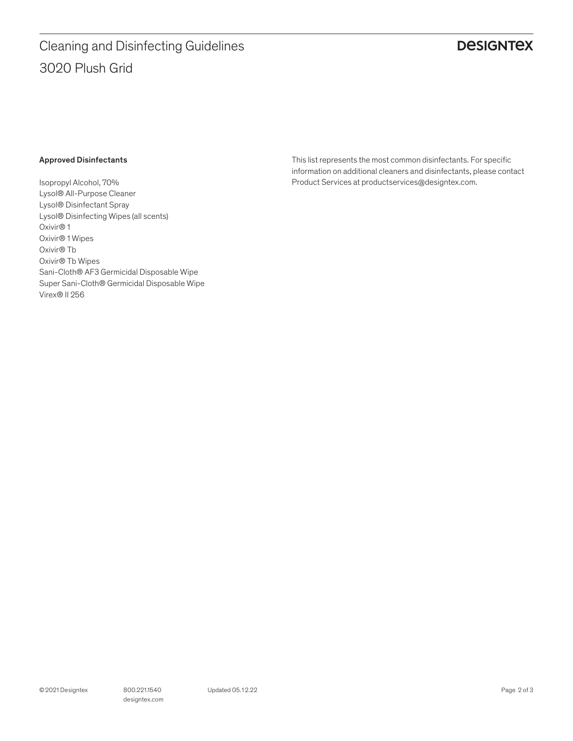#### Approved Disinfectants

Isopropyl Alcohol, 70%
Lysol® All-Purpose Cleaner
Lysol® Disinfectant Spray
Lysol® Disinfecting Wipes (all scents)
Oxivir® 1
Oxivir® 1 Wipes
Oxivir® Tb
Oxivir® Tb Wipes
Sani-Cloth® AF3 Germicidal Disposable Wipe
Super Sani-Cloth® Germicidal Disposable Wipe
Virex® II 256

This list represents the most common disinfectants. For specific information on additional cleaners and disinfectants, please contact Product Services at productservices@designtex.com.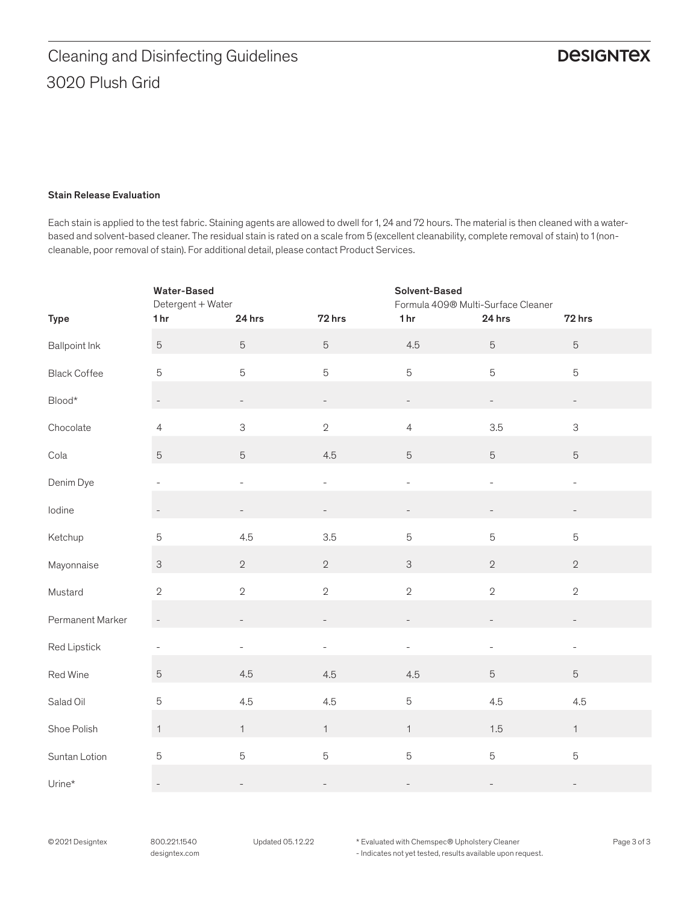Cleaning and Disinfecting Guidelines

3020 Plush Grid

**Stain Release Evaluation**

Each stain is applied to the test fabric. Staining agents are allowed to dwell for 1, 24 and 72 hours. The material is then cleaned with a water-based and solvent-based cleaner. The residual stain is rated on a scale from 5 (excellent cleanability, complete removal of stain) to 1 (non-cleanable, poor removal of stain). For additional detail, please contact Product Services.

| | **Water-Based** Detergent + Water | | | **Solvent-Based** Formula 409® Multi-Surface Cleaner | | |
|---|---|---|---|---|---|---|
| **Type** | **1 hr** | **24 hrs** | **72 hrs** | **1 hr** | **24 hrs** | **72 hrs** |
| Ballpoint Ink | 5 | 5 | 5 | 4.5 | 5 | 5 |
| Black Coffee | 5 | 5 | 5 | 5 | 5 | 5 |
| Blood* | - | - | - | - | - | - |
| Chocolate | 4 | 3 | 2 | 4 | 3.5 | 3 |
| Cola | 5 | 5 | 4.5 | 5 | 5 | 5 |
| Denim Dye | - | - | - | - | - | - |
| Iodine | - | - | - | - | - | - |
| Ketchup | 5 | 4.5 | 3.5 | 5 | 5 | 5 |
| Mayonnaise | 3 | 2 | 2 | 3 | 2 | 2 |
| Mustard | 2 | 2 | 2 | 2 | 2 | 2 |
| Permanent Marker | - | - | - | - | - | - |
| Red Lipstick | - | - | - | - | - | - |
| Red Wine | 5 | 4.5 | 4.5 | 4.5 | 5 | 5 |
| Salad Oil | 5 | 4.5 | 4.5 | 5 | 4.5 | 4.5 |
| Shoe Polish | 1 | 1 | 1 | 1 | 1.5 | 1 |
| Suntan Lotion | 5 | 5 | 5 | 5 | 5 | 5 |
| Urine* | - | - | - | - | - | - |

© 2021 Designtex 800.221.1540 designtex.com Updated 05.12.22

* Evaluated with Chemspec® Upholstery Cleaner
- Indicates not yet tested, results available upon request.